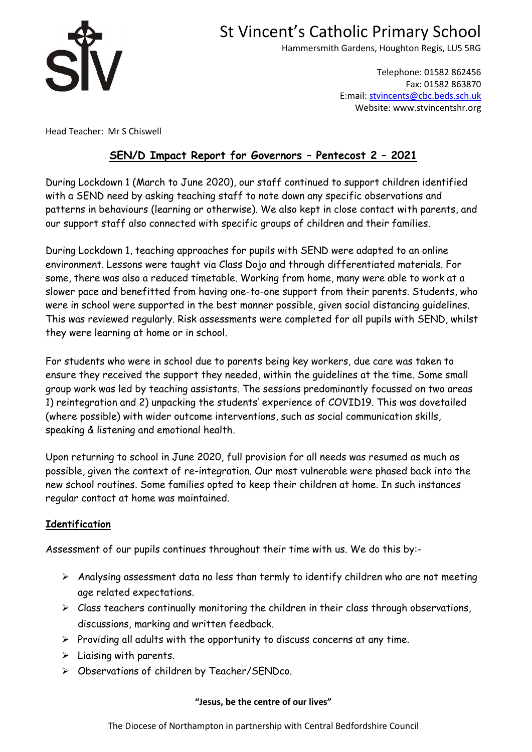# St Vincent's Catholic Primary School

Hammersmith Gardens, Houghton Regis, LU5 5RG

Telephone: 01582 862456
Fax: 01582 863870
E:mail: stvincents@cbc.beds.sch.uk
Website: www.stvincentshr.org

Head Teacher: Mr S Chiswell

## SEN/D Impact Report for Governors – Pentecost 2 – 2021

During Lockdown 1 (March to June 2020), our staff continued to support children identified with a SEND need by asking teaching staff to note down any specific observations and patterns in behaviours (learning or otherwise). We also kept in close contact with parents, and our support staff also connected with specific groups of children and their families.

During Lockdown 1, teaching approaches for pupils with SEND were adapted to an online environment. Lessons were taught via Class Dojo and through differentiated materials. For some, there was also a reduced timetable. Working from home, many were able to work at a slower pace and benefitted from having one-to-one support from their parents. Students, who were in school were supported in the best manner possible, given social distancing guidelines. This was reviewed regularly. Risk assessments were completed for all pupils with SEND, whilst they were learning at home or in school.

For students who were in school due to parents being key workers, due care was taken to ensure they received the support they needed, within the guidelines at the time. Some small group work was led by teaching assistants. The sessions predominantly focussed on two areas 1) reintegration and 2) unpacking the students' experience of COVID19. This was dovetailed (where possible) with wider outcome interventions, such as social communication skills, speaking & listening and emotional health.

Upon returning to school in June 2020, full provision for all needs was resumed as much as possible, given the context of re-integration. Our most vulnerable were phased back into the new school routines. Some families opted to keep their children at home. In such instances regular contact at home was maintained.

### Identification

Assessment of our pupils continues throughout their time with us. We do this by:-

- Analysing assessment data no less than termly to identify children who are not meeting age related expectations.
- Class teachers continually monitoring the children in their class through observations, discussions, marking and written feedback.
- Providing all adults with the opportunity to discuss concerns at any time.
- Liaising with parents.
- Observations of children by Teacher/SENDco.

**"Jesus, be the centre of our lives"**

The Diocese of Northampton in partnership with Central Bedfordshire Council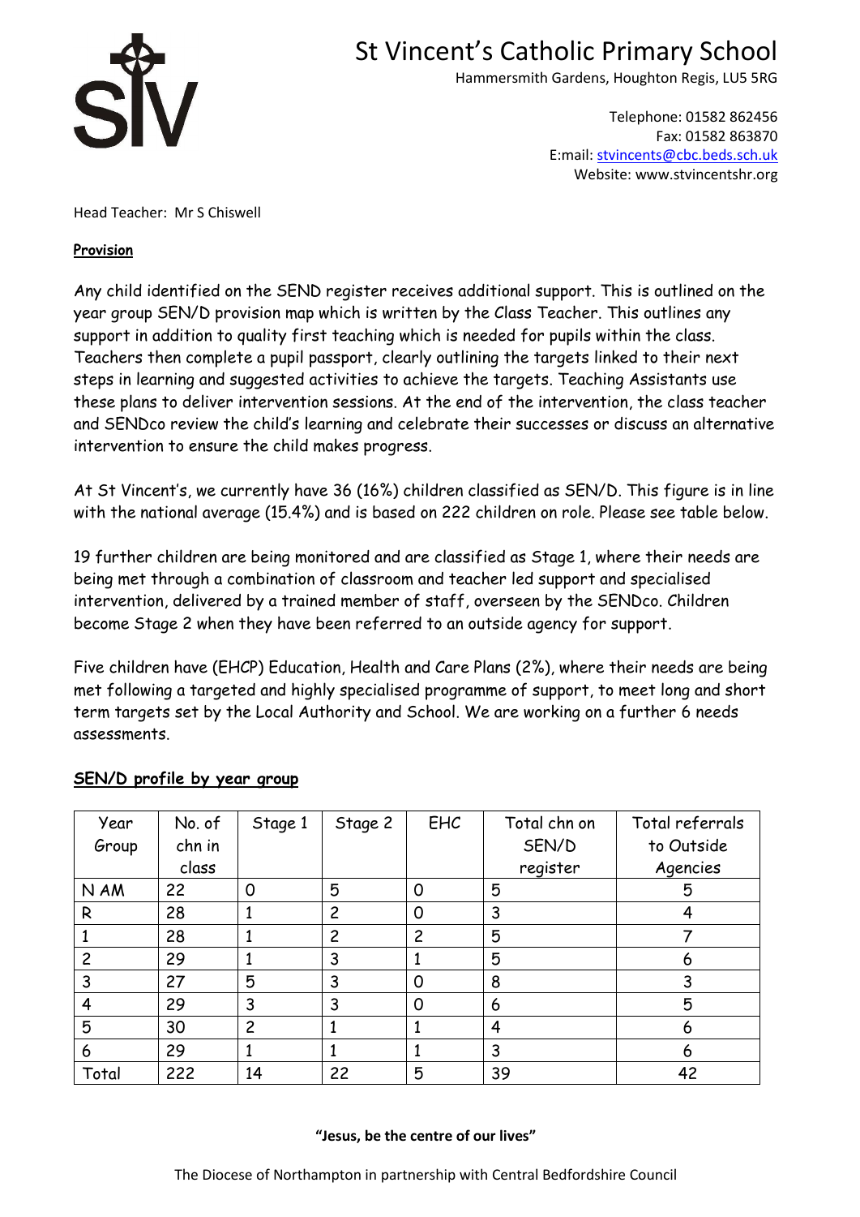# St Vincent's Catholic Primary School

Hammersmith Gardens, Houghton Regis, LU5 5RG

Telephone: 01582 862456
Fax: 01582 863870
E:mail: stvincents@cbc.beds.sch.uk
Website: www.stvincentshr.org

Head Teacher: Mr S Chiswell

**Provision**

Any child identified on the SEND register receives additional support. This is outlined on the year group SEN/D provision map which is written by the Class Teacher. This outlines any support in addition to quality first teaching which is needed for pupils within the class. Teachers then complete a pupil passport, clearly outlining the targets linked to their next steps in learning and suggested activities to achieve the targets. Teaching Assistants use these plans to deliver intervention sessions. At the end of the intervention, the class teacher and SENDco review the child's learning and celebrate their successes or discuss an alternative intervention to ensure the child makes progress.

At St Vincent's, we currently have 36 (16%) children classified as SEN/D. This figure is in line with the national average (15.4%) and is based on 222 children on role. Please see table below.

19 further children are being monitored and are classified as Stage 1, where their needs are being met through a combination of classroom and teacher led support and specialised intervention, delivered by a trained member of staff, overseen by the SENDco. Children become Stage 2 when they have been referred to an outside agency for support.

Five children have (EHCP) Education, Health and Care Plans (2%), where their needs are being met following a targeted and highly specialised programme of support, to meet long and short term targets set by the Local Authority and School. We are working on a further 6 needs assessments.

**SEN/D profile by year group**

| Year Group | No. of chn in class | Stage 1 | Stage 2 | EHC | Total chn on SEN/D register | Total referrals to Outside Agencies |
|---|---|---|---|---|---|---|
| N AM | 22 | 0 | 5 | 0 | 5 | 5 |
| R | 28 | 1 | 2 | 0 | 3 | 4 |
| 1 | 28 | 1 | 2 | 2 | 5 | 7 |
| 2 | 29 | 1 | 3 | 1 | 5 | 6 |
| 3 | 27 | 5 | 3 | 0 | 8 | 3 |
| 4 | 29 | 3 | 3 | 0 | 6 | 5 |
| 5 | 30 | 2 | 1 | 1 | 4 | 6 |
| 6 | 29 | 1 | 1 | 1 | 3 | 6 |
| Total | 222 | 14 | 22 | 5 | 39 | 42 |

**"Jesus, be the centre of our lives"**

The Diocese of Northampton in partnership with Central Bedfordshire Council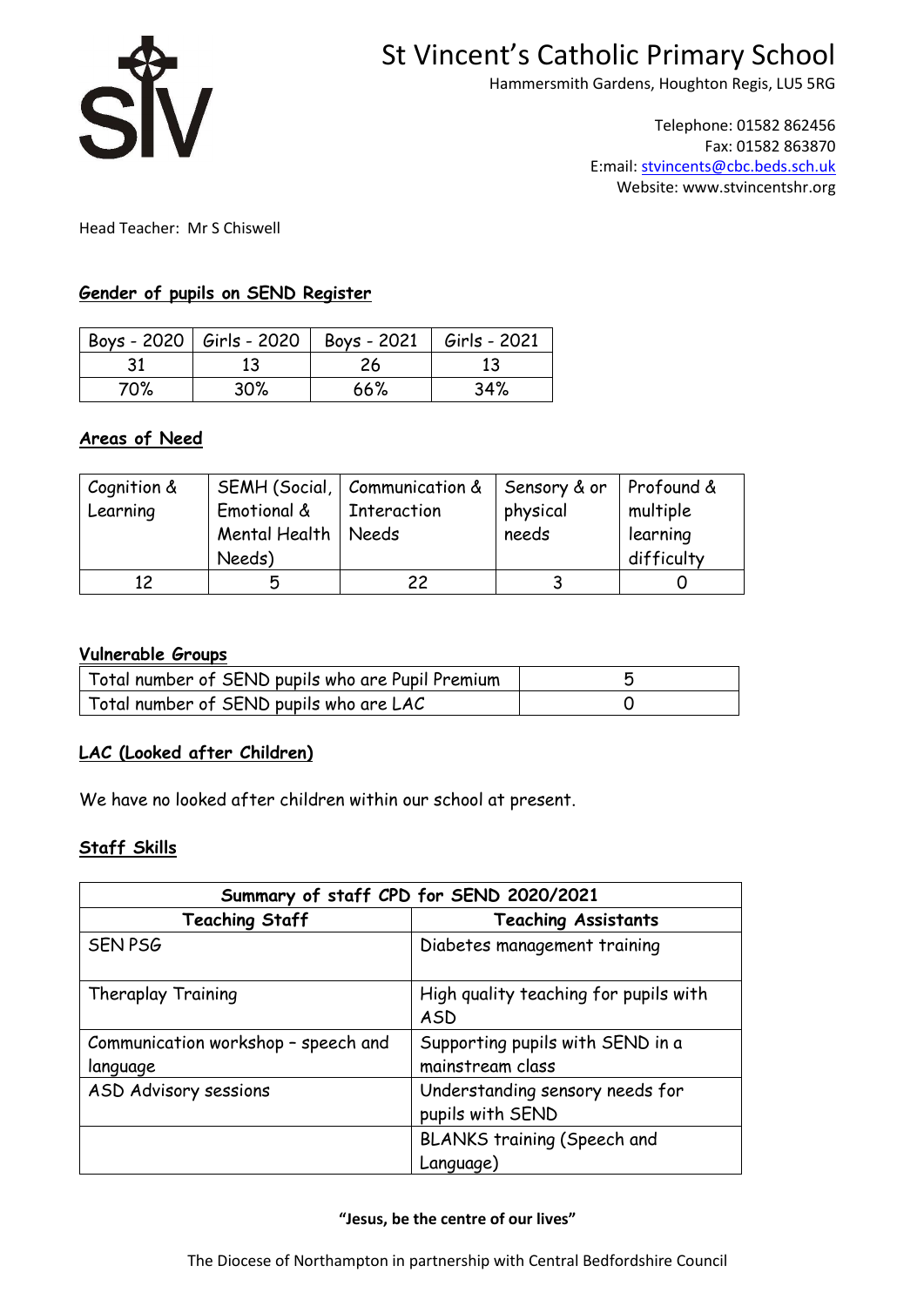# St Vincent's Catholic Primary School

Hammersmith Gardens, Houghton Regis, LU5 5RG

Telephone: 01582 862456
Fax: 01582 863870
E:mail: stvincents@cbc.beds.sch.uk
Website: www.stvincentshr.org

Head Teacher: Mr S Chiswell

**Gender of pupils on SEND Register**

| Boys - 2020 | Girls - 2020 | Boys - 2021 | Girls - 2021 |
|---|---|---|---|
| 31 | 13 | 26 | 13 |
| 70% | 30% | 66% | 34% |

**Areas of Need**

| Cognition & Learning | SEMH (Social, Emotional & Mental Health Needs) | Communication & Interaction Needs | Sensory & or physical needs | Profound & multiple learning difficulty |
|---|---|---|---|---|
| 12 | 5 | 22 | 3 | 0 |

**Vulnerable Groups**

| Total number of SEND pupils who are Pupil Premium | 5 |
|---|---|
| Total number of SEND pupils who are LAC | 0 |

**LAC (Looked after Children)**

We have no looked after children within our school at present.

**Staff Skills**

| Summary of staff CPD for SEND 2020/2021 | |
|---|---|
| **Teaching Staff** | **Teaching Assistants** |
| SEN PSG | Diabetes management training |
| Theraplay Training | High quality teaching for pupils with ASD |
| Communication workshop – speech and language | Supporting pupils with SEND in a mainstream class |
| ASD Advisory sessions | Understanding sensory needs for pupils with SEND |
| | BLANKS training (Speech and Language) |

**"Jesus, be the centre of our lives"**

The Diocese of Northampton in partnership with Central Bedfordshire Council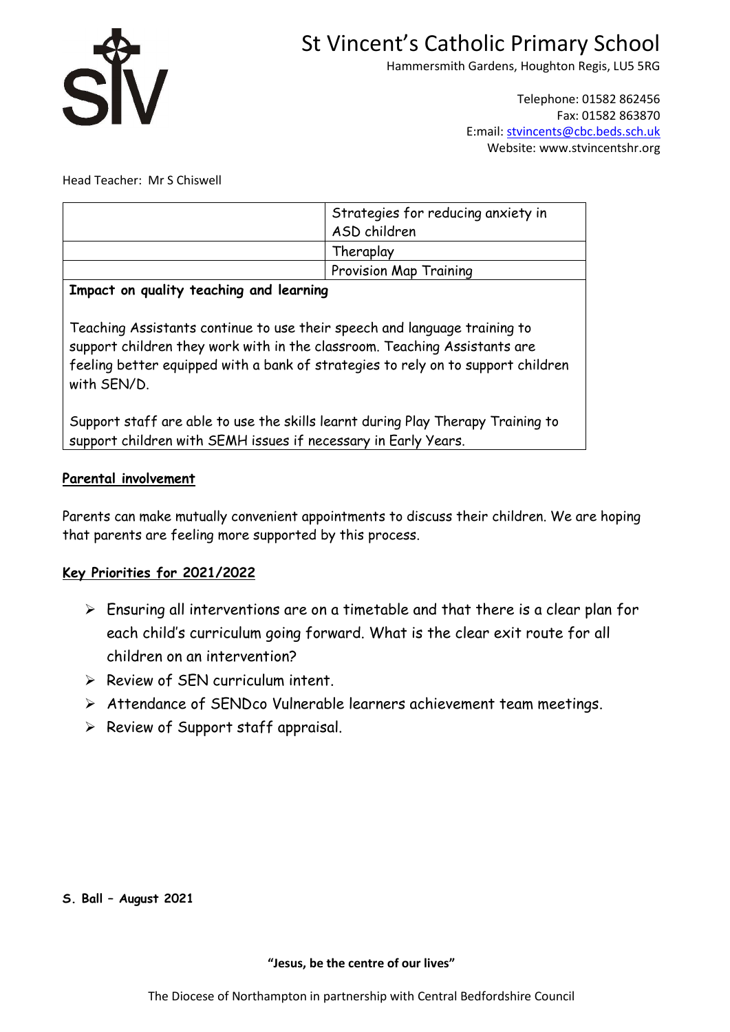# St Vincent's Catholic Primary School

Hammersmith Gardens, Houghton Regis, LU5 5RG

Telephone: 01582 862456
Fax: 01582 863870
E:mail: stvincents@cbc.beds.sch.uk
Website: www.stvincentshr.org

Head Teacher: Mr S Chiswell

| | |
|---|---|
| | Strategies for reducing anxiety in ASD children |
| | Theraplay |
| | Provision Map Training |

**Impact on quality teaching and learning**

Teaching Assistants continue to use their speech and language training to support children they work with in the classroom. Teaching Assistants are feeling better equipped with a bank of strategies to rely on to support children with SEN/D.

Support staff are able to use the skills learnt during Play Therapy Training to support children with SEMH issues if necessary in Early Years.

## Parental involvement

Parents can make mutually convenient appointments to discuss their children. We are hoping that parents are feeling more supported by this process.

## Key Priorities for 2021/2022

- Ensuring all interventions are on a timetable and that there is a clear plan for each child's curriculum going forward. What is the clear exit route for all children on an intervention?
- Review of SEN curriculum intent.
- Attendance of SENDco Vulnerable learners achievement team meetings.
- Review of Support staff appraisal.

**S. Ball – August 2021**

**"Jesus, be the centre of our lives"**

The Diocese of Northampton in partnership with Central Bedfordshire Council